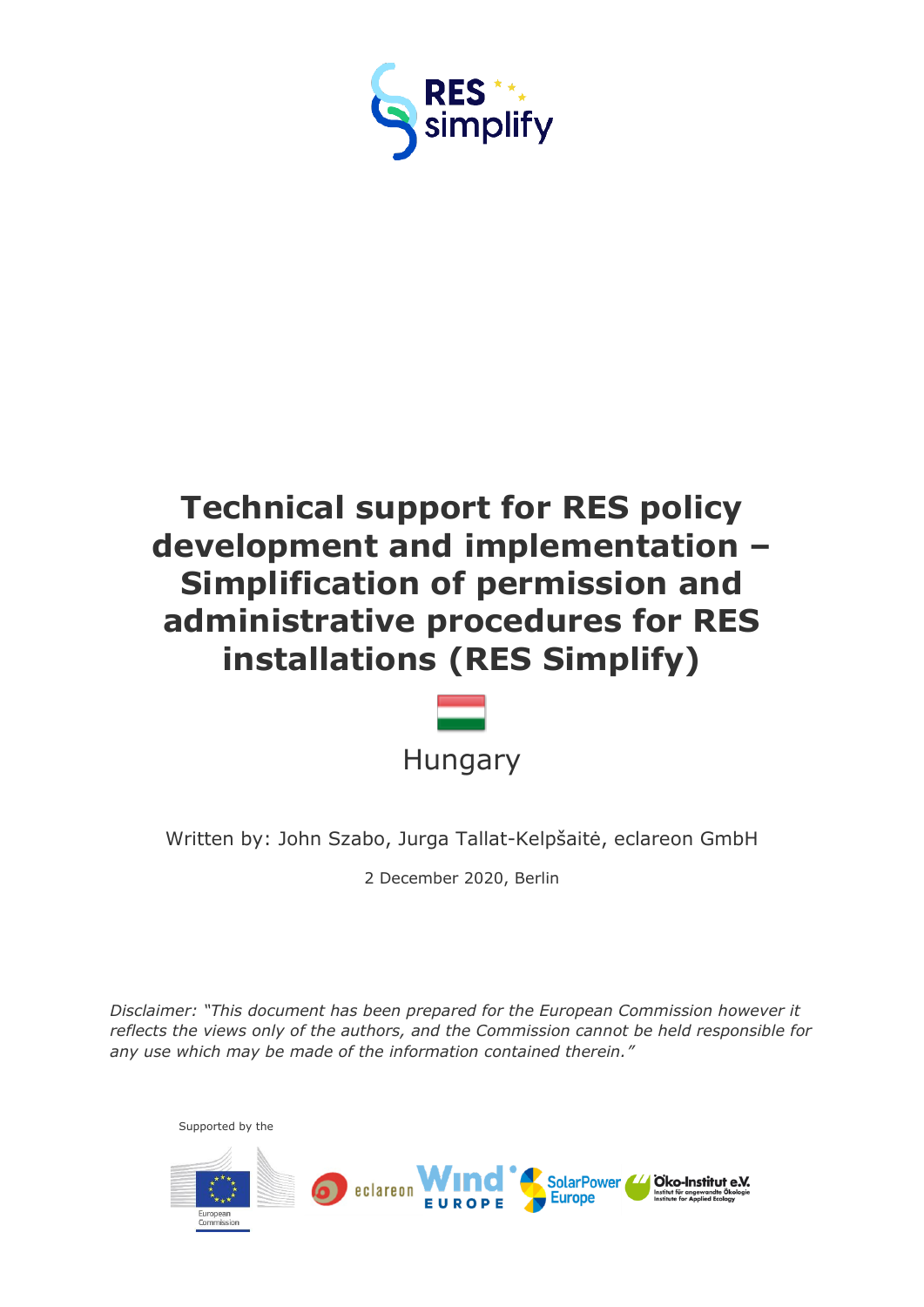RES simplify

# Technical support for RES policy development and implementation – Simplification of permission and administrative procedures for RES installations (RES Simplify)

Hungary

Written by: John Szabo, Jurga Tallat-Kelpšaitė, eclareon GmbH

2 December 2020, Berlin

*Disclaimer: "This document has been prepared for the European Commission however it reflects the views only of the authors, and the Commission cannot be held responsible for any use which may be made of the information contained therein."*

Supported by the

European Commission · eclareon · Wind Europe · SolarPower Europe · Öko-Institut e.V. Institut für angewandte Ökologie Institute for Applied Ecology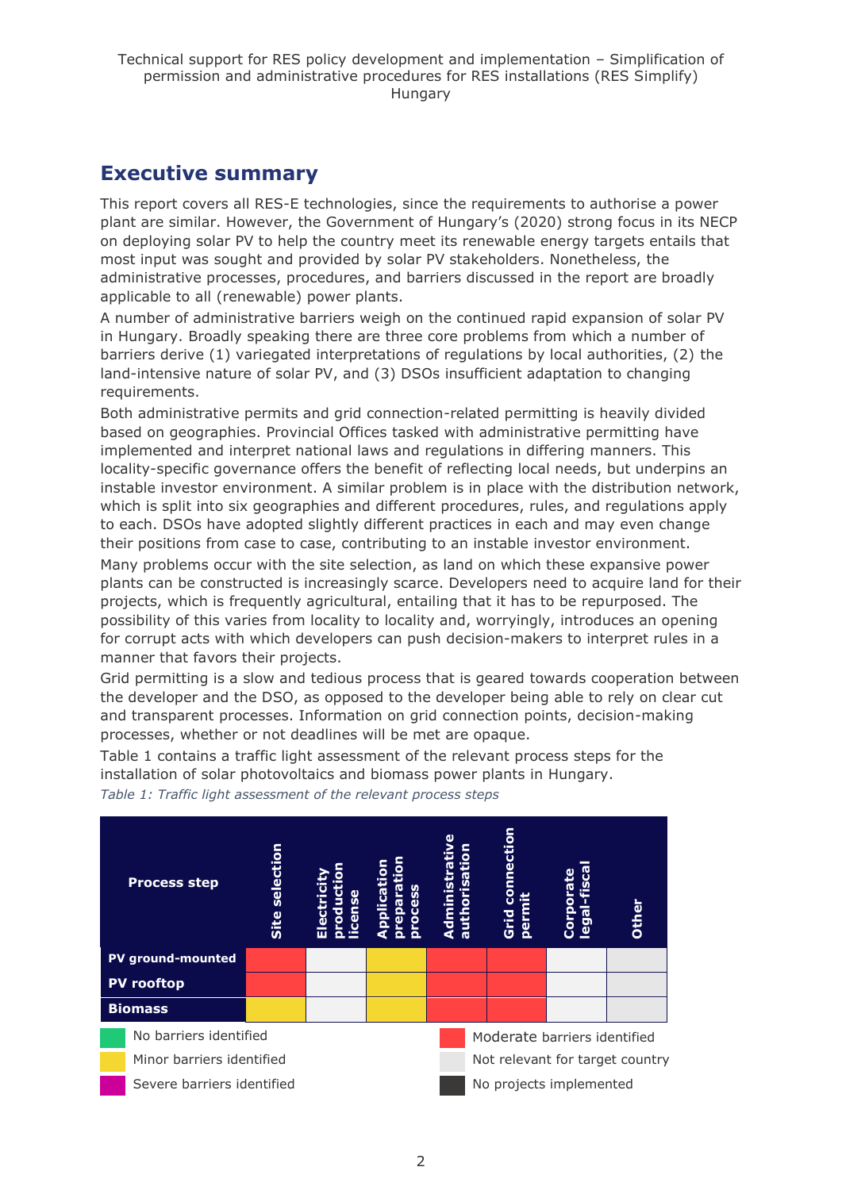## Executive summary

This report covers all RES-E technologies, since the requirements to authorise a power plant are similar. However, the Government of Hungary's (2020) strong focus in its NECP on deploying solar PV to help the country meet its renewable energy targets entails that most input was sought and provided by solar PV stakeholders. Nonetheless, the administrative processes, procedures, and barriers discussed in the report are broadly applicable to all (renewable) power plants.

A number of administrative barriers weigh on the continued rapid expansion of solar PV in Hungary. Broadly speaking there are three core problems from which a number of barriers derive (1) variegated interpretations of regulations by local authorities, (2) the land-intensive nature of solar PV, and (3) DSOs insufficient adaptation to changing requirements.

Both administrative permits and grid connection-related permitting is heavily divided based on geographies. Provincial Offices tasked with administrative permitting have implemented and interpret national laws and regulations in differing manners. This locality-specific governance offers the benefit of reflecting local needs, but underpins an instable investor environment. A similar problem is in place with the distribution network, which is split into six geographies and different procedures, rules, and regulations apply to each. DSOs have adopted slightly different practices in each and may even change their positions from case to case, contributing to an instable investor environment.

Many problems occur with the site selection, as land on which these expansive power plants can be constructed is increasingly scarce. Developers need to acquire land for their projects, which is frequently agricultural, entailing that it has to be repurposed. The possibility of this varies from locality to locality and, worryingly, introduces an opening for corrupt acts with which developers can push decision-makers to interpret rules in a manner that favors their projects.

Grid permitting is a slow and tedious process that is geared towards cooperation between the developer and the DSO, as opposed to the developer being able to rely on clear cut and transparent processes. Information on grid connection points, decision-making processes, whether or not deadlines will be met are opaque.

Table 1 contains a traffic light assessment of the relevant process steps for the installation of solar photovoltaics and biomass power plants in Hungary.

*Table 1: Traffic light assessment of the relevant process steps*

| Process step | Site selection | Electricity production license | Application preparation process | Administrative authorisation | Grid connection permit | Corporate legal-fiscal | Other |
|---|---|---|---|---|---|---|---|
| PV ground-mounted | Moderate barriers identified | Not relevant for target country | Minor barriers identified | Moderate barriers identified | Moderate barriers identified | Not relevant for target country | Not relevant for target country |
| PV rooftop | Moderate barriers identified | Not relevant for target country | Minor barriers identified | Moderate barriers identified | Moderate barriers identified | Not relevant for target country | Not relevant for target country |
| Biomass | Minor barriers identified | Not relevant for target country | Minor barriers identified | Moderate barriers identified | Moderate barriers identified | Not relevant for target country | Not relevant for target country |

Legend: No barriers identified; Minor barriers identified; Severe barriers identified; Moderate barriers identified; Not relevant for target country; No projects implemented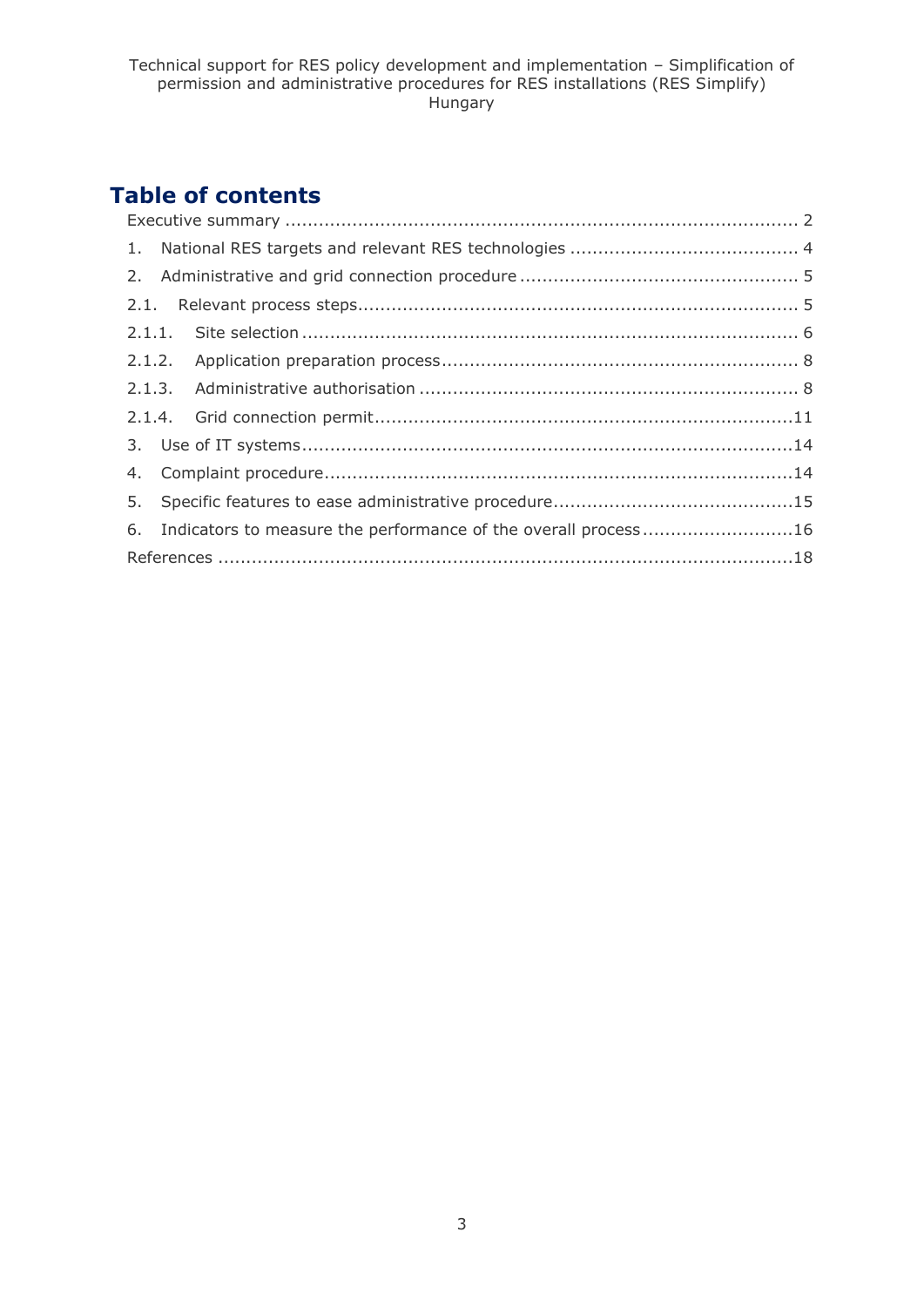# Table of contents

Executive summary ........................................................................................... 2

1. National RES targets and relevant RES technologies ........................................ 4
2. Administrative and grid connection procedure ................................................. 5

2.1. Relevant process steps.............................................................................. 5

2.1.1. Site selection ........................................................................................ 6

2.1.2. Application preparation process ............................................................... 8

2.1.3. Administrative authorisation .................................................................... 8

2.1.4. Grid connection permit...........................................................................11

3. Use of IT systems.......................................................................................14
4. Complaint procedure...................................................................................14
5. Specific features to ease administrative procedure...........................................15
6. Indicators to measure the performance of the overall process ...........................16

References .......................................................................................................18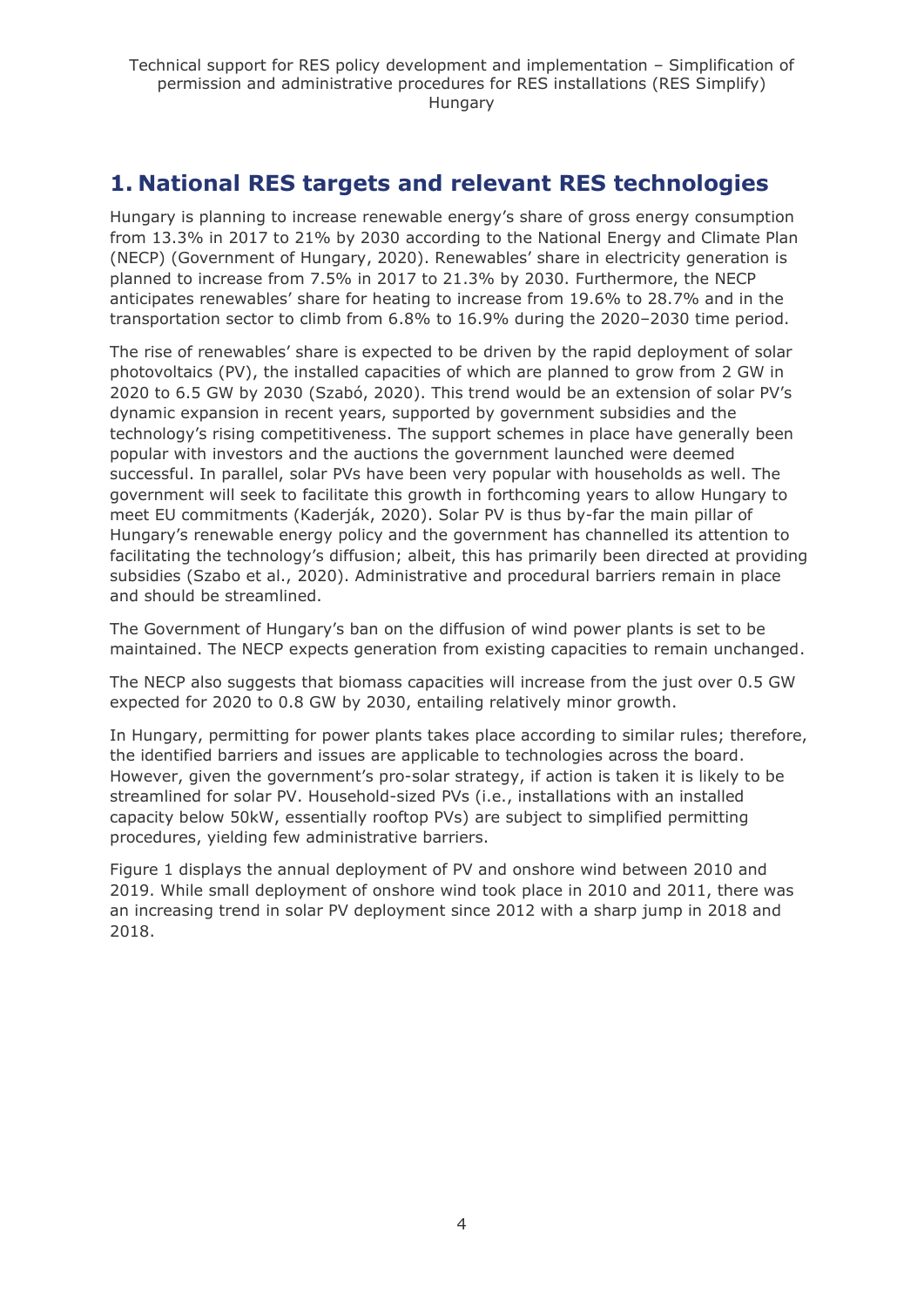# 1. National RES targets and relevant RES technologies

Hungary is planning to increase renewable energy's share of gross energy consumption from 13.3% in 2017 to 21% by 2030 according to the National Energy and Climate Plan (NECP) (Government of Hungary, 2020). Renewables' share in electricity generation is planned to increase from 7.5% in 2017 to 21.3% by 2030. Furthermore, the NECP anticipates renewables' share for heating to increase from 19.6% to 28.7% and in the transportation sector to climb from 6.8% to 16.9% during the 2020–2030 time period.

The rise of renewables' share is expected to be driven by the rapid deployment of solar photovoltaics (PV), the installed capacities of which are planned to grow from 2 GW in 2020 to 6.5 GW by 2030 (Szabó, 2020). This trend would be an extension of solar PV's dynamic expansion in recent years, supported by government subsidies and the technology's rising competitiveness. The support schemes in place have generally been popular with investors and the auctions the government launched were deemed successful. In parallel, solar PVs have been very popular with households as well. The government will seek to facilitate this growth in forthcoming years to allow Hungary to meet EU commitments (Kaderják, 2020). Solar PV is thus by-far the main pillar of Hungary's renewable energy policy and the government has channelled its attention to facilitating the technology's diffusion; albeit, this has primarily been directed at providing subsidies (Szabo et al., 2020). Administrative and procedural barriers remain in place and should be streamlined.

The Government of Hungary's ban on the diffusion of wind power plants is set to be maintained. The NECP expects generation from existing capacities to remain unchanged.

The NECP also suggests that biomass capacities will increase from the just over 0.5 GW expected for 2020 to 0.8 GW by 2030, entailing relatively minor growth.

In Hungary, permitting for power plants takes place according to similar rules; therefore, the identified barriers and issues are applicable to technologies across the board. However, given the government's pro-solar strategy, if action is taken it is likely to be streamlined for solar PV. Household-sized PVs (i.e., installations with an installed capacity below 50kW, essentially rooftop PVs) are subject to simplified permitting procedures, yielding few administrative barriers.

Figure 1 displays the annual deployment of PV and onshore wind between 2010 and 2019. While small deployment of onshore wind took place in 2010 and 2011, there was an increasing trend in solar PV deployment since 2012 with a sharp jump in 2018 and 2018.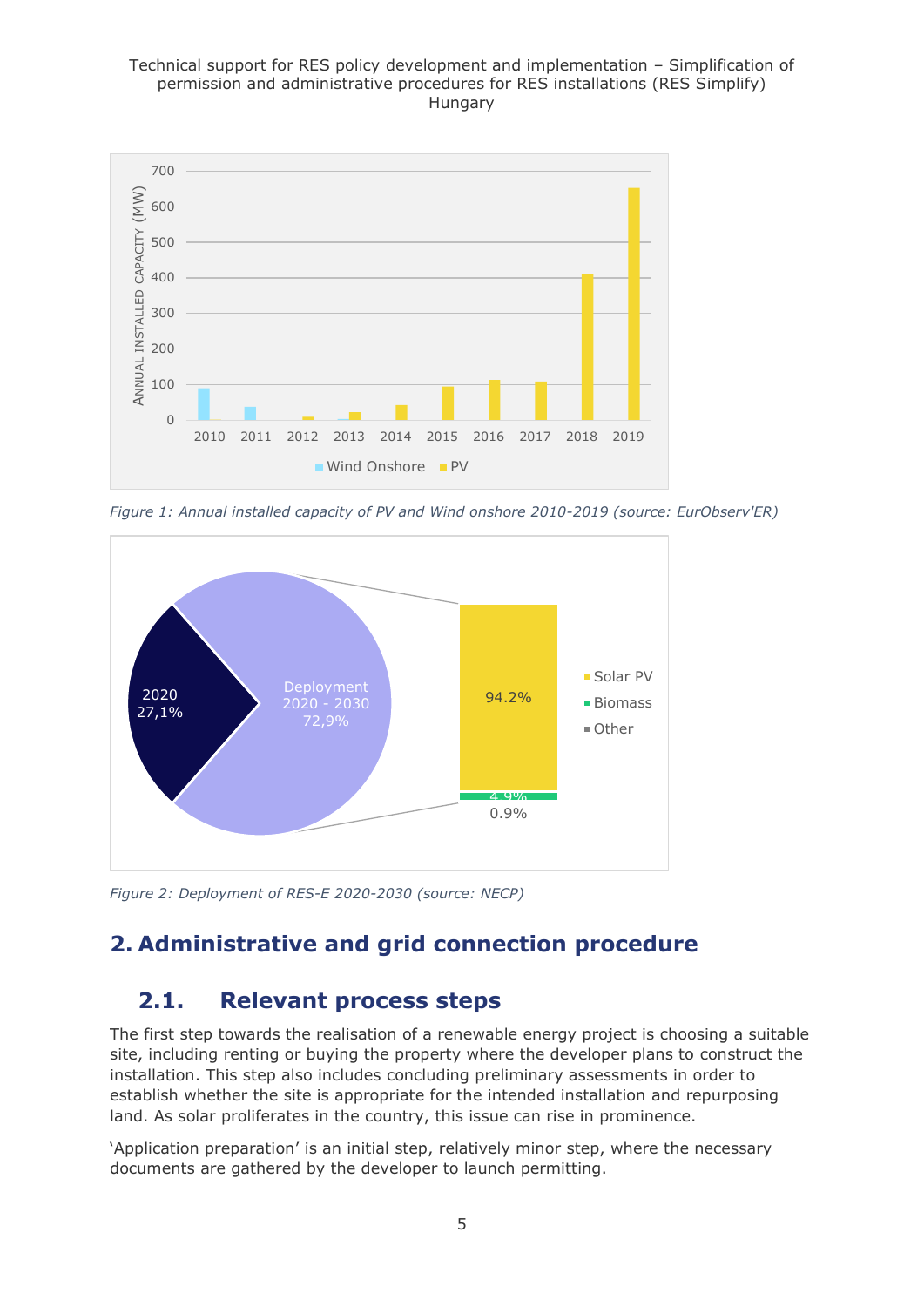Figure 1: Annual installed capacity of PV and Wind onshore 2010-2019 (source: EurObserv'ER)

Figure 2: Deployment of RES-E 2020-2030 (source: NECP)

## 2. Administrative and grid connection procedure

### 2.1. Relevant process steps

The first step towards the realisation of a renewable energy project is choosing a suitable site, including renting or buying the property where the developer plans to construct the installation. This step also includes concluding preliminary assessments in order to establish whether the site is appropriate for the intended installation and repurposing land. As solar proliferates in the country, this issue can rise in prominence.

'Application preparation' is an initial step, relatively minor step, where the necessary documents are gathered by the developer to launch permitting.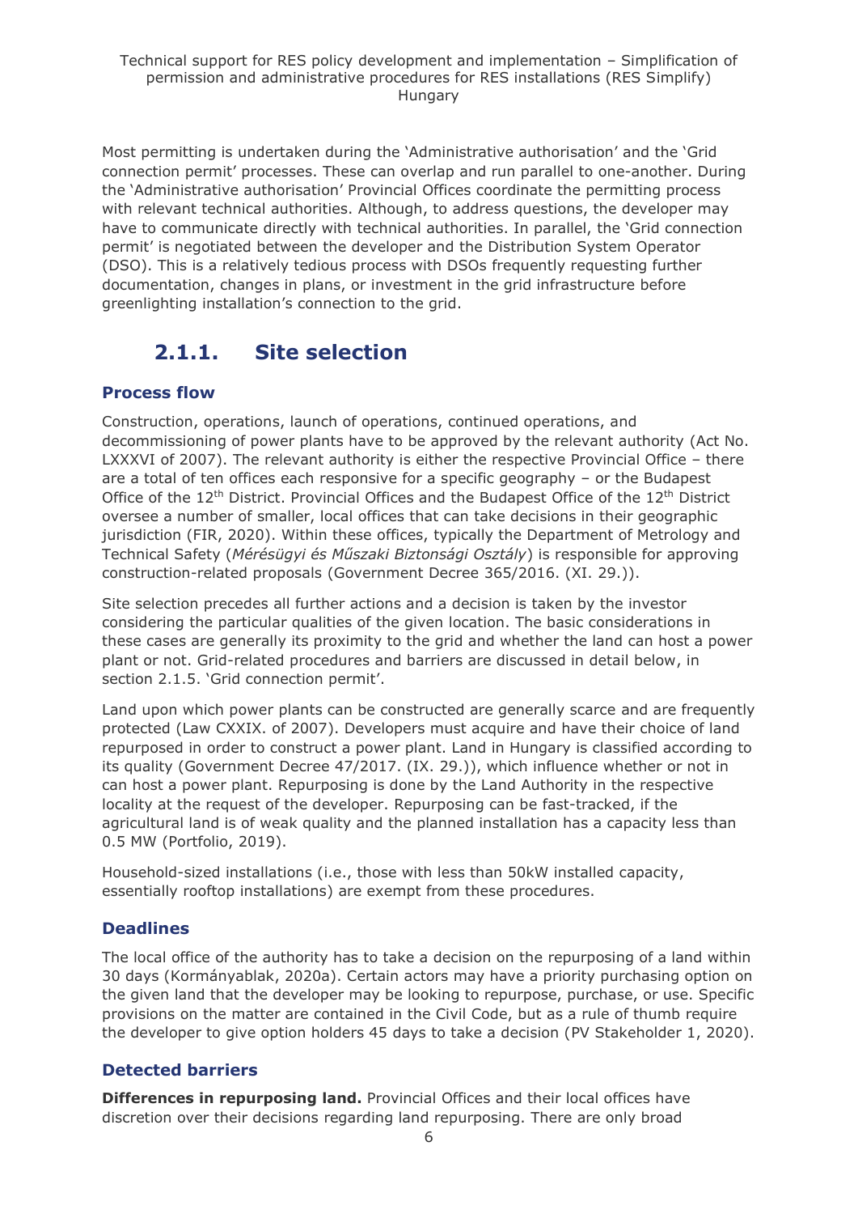Most permitting is undertaken during the 'Administrative authorisation' and the 'Grid connection permit' processes. These can overlap and run parallel to one-another. During the 'Administrative authorisation' Provincial Offices coordinate the permitting process with relevant technical authorities. Although, to address questions, the developer may have to communicate directly with technical authorities. In parallel, the 'Grid connection permit' is negotiated between the developer and the Distribution System Operator (DSO). This is a relatively tedious process with DSOs frequently requesting further documentation, changes in plans, or investment in the grid infrastructure before greenlighting installation's connection to the grid.

### 2.1.1. Site selection

#### Process flow

Construction, operations, launch of operations, continued operations, and decommissioning of power plants have to be approved by the relevant authority (Act No. LXXXVI of 2007). The relevant authority is either the respective Provincial Office – there are a total of ten offices each responsive for a specific geography – or the Budapest Office of the 12th District. Provincial Offices and the Budapest Office of the 12th District oversee a number of smaller, local offices that can take decisions in their geographic jurisdiction (FIR, 2020). Within these offices, typically the Department of Metrology and Technical Safety (*Mérésügyi és Műszaki Biztonsági Osztály*) is responsible for approving construction-related proposals (Government Decree 365/2016. (XI. 29.)).

Site selection precedes all further actions and a decision is taken by the investor considering the particular qualities of the given location. The basic considerations in these cases are generally its proximity to the grid and whether the land can host a power plant or not. Grid-related procedures and barriers are discussed in detail below, in section 2.1.5. 'Grid connection permit'.

Land upon which power plants can be constructed are generally scarce and are frequently protected (Law CXXIX. of 2007). Developers must acquire and have their choice of land repurposed in order to construct a power plant. Land in Hungary is classified according to its quality (Government Decree 47/2017. (IX. 29.)), which influence whether or not in can host a power plant. Repurposing is done by the Land Authority in the respective locality at the request of the developer. Repurposing can be fast-tracked, if the agricultural land is of weak quality and the planned installation has a capacity less than 0.5 MW (Portfolio, 2019).

Household-sized installations (i.e., those with less than 50kW installed capacity, essentially rooftop installations) are exempt from these procedures.

#### Deadlines

The local office of the authority has to take a decision on the repurposing of a land within 30 days (Kormányablak, 2020a). Certain actors may have a priority purchasing option on the given land that the developer may be looking to repurpose, purchase, or use. Specific provisions on the matter are contained in the Civil Code, but as a rule of thumb require the developer to give option holders 45 days to take a decision (PV Stakeholder 1, 2020).

#### Detected barriers

**Differences in repurposing land.** Provincial Offices and their local offices have discretion over their decisions regarding land repurposing. There are only broad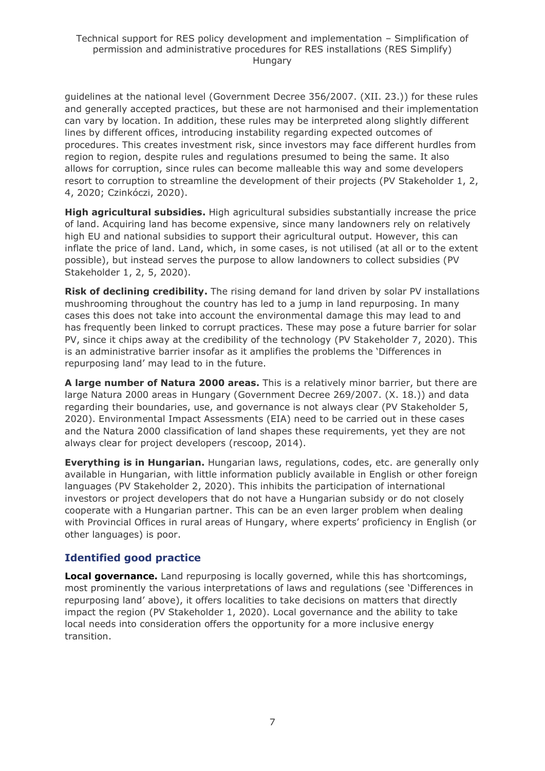guidelines at the national level (Government Decree 356/2007. (XII. 23.)) for these rules and generally accepted practices, but these are not harmonised and their implementation can vary by location. In addition, these rules may be interpreted along slightly different lines by different offices, introducing instability regarding expected outcomes of procedures. This creates investment risk, since investors may face different hurdles from region to region, despite rules and regulations presumed to being the same. It also allows for corruption, since rules can become malleable this way and some developers resort to corruption to streamline the development of their projects (PV Stakeholder 1, 2, 4, 2020; Czinkóczi, 2020).

**High agricultural subsidies.** High agricultural subsidies substantially increase the price of land. Acquiring land has become expensive, since many landowners rely on relatively high EU and national subsidies to support their agricultural output. However, this can inflate the price of land. Land, which, in some cases, is not utilised (at all or to the extent possible), but instead serves the purpose to allow landowners to collect subsidies (PV Stakeholder 1, 2, 5, 2020).

**Risk of declining credibility.** The rising demand for land driven by solar PV installations mushrooming throughout the country has led to a jump in land repurposing. In many cases this does not take into account the environmental damage this may lead to and has frequently been linked to corrupt practices. These may pose a future barrier for solar PV, since it chips away at the credibility of the technology (PV Stakeholder 7, 2020). This is an administrative barrier insofar as it amplifies the problems the 'Differences in repurposing land' may lead to in the future.

**A large number of Natura 2000 areas.** This is a relatively minor barrier, but there are large Natura 2000 areas in Hungary (Government Decree 269/2007. (X. 18.)) and data regarding their boundaries, use, and governance is not always clear (PV Stakeholder 5, 2020). Environmental Impact Assessments (EIA) need to be carried out in these cases and the Natura 2000 classification of land shapes these requirements, yet they are not always clear for project developers (rescoop, 2014).

**Everything is in Hungarian.** Hungarian laws, regulations, codes, etc. are generally only available in Hungarian, with little information publicly available in English or other foreign languages (PV Stakeholder 2, 2020). This inhibits the participation of international investors or project developers that do not have a Hungarian subsidy or do not closely cooperate with a Hungarian partner. This can be an even larger problem when dealing with Provincial Offices in rural areas of Hungary, where experts' proficiency in English (or other languages) is poor.

### Identified good practice

**Local governance.** Land repurposing is locally governed, while this has shortcomings, most prominently the various interpretations of laws and regulations (see 'Differences in repurposing land' above), it offers localities to take decisions on matters that directly impact the region (PV Stakeholder 1, 2020). Local governance and the ability to take local needs into consideration offers the opportunity for a more inclusive energy transition.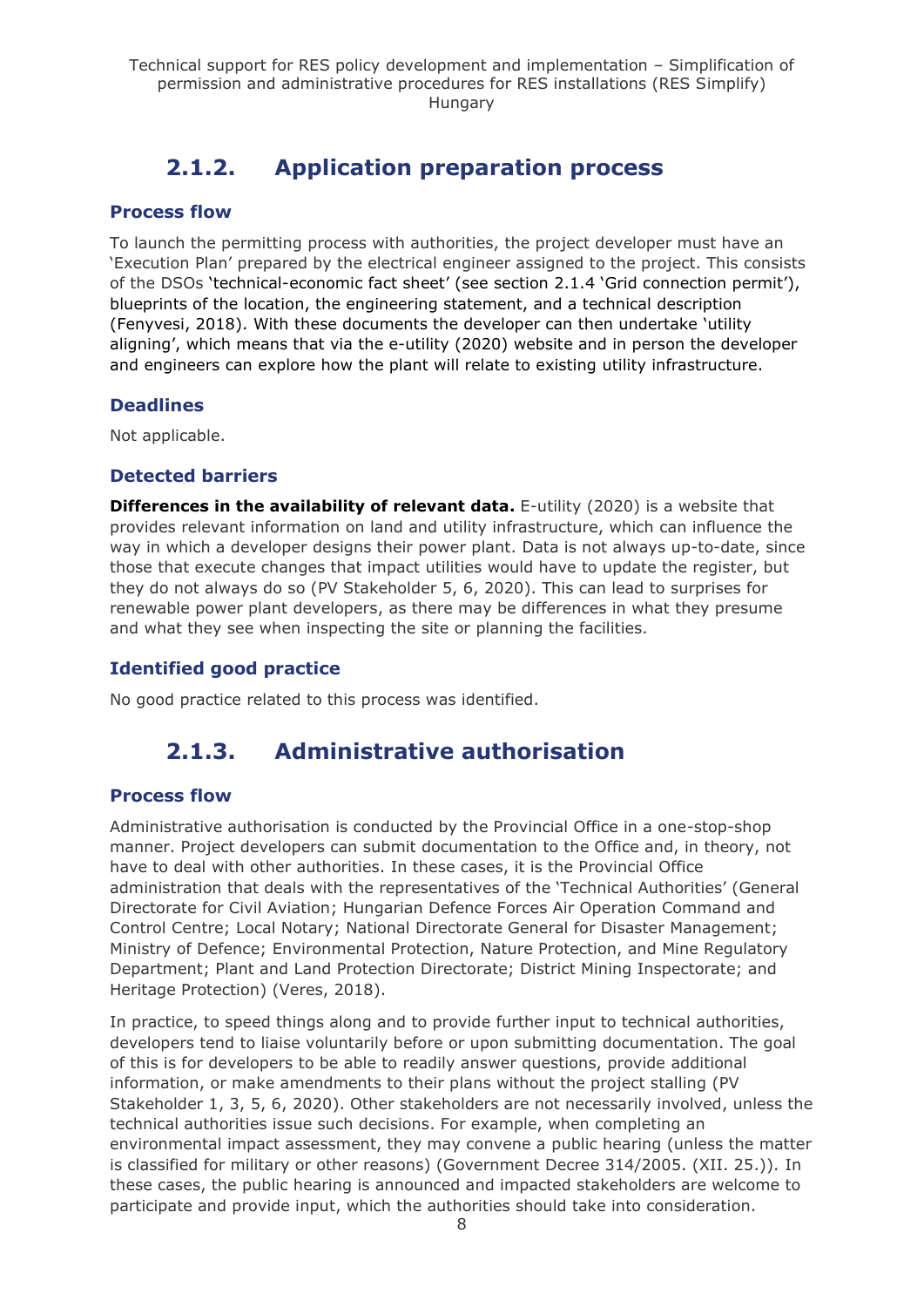### 2.1.2. Application preparation process

#### Process flow

To launch the permitting process with authorities, the project developer must have an 'Execution Plan' prepared by the electrical engineer assigned to the project. This consists of the DSOs 'technical-economic fact sheet' (see section 2.1.4 'Grid connection permit'), blueprints of the location, the engineering statement, and a technical description (Fenyvesi, 2018). With these documents the developer can then undertake 'utility aligning', which means that via the e-utility (2020) website and in person the developer and engineers can explore how the plant will relate to existing utility infrastructure.

#### Deadlines

Not applicable.

#### Detected barriers

**Differences in the availability of relevant data.** E-utility (2020) is a website that provides relevant information on land and utility infrastructure, which can influence the way in which a developer designs their power plant. Data is not always up-to-date, since those that execute changes that impact utilities would have to update the register, but they do not always do so (PV Stakeholder 5, 6, 2020). This can lead to surprises for renewable power plant developers, as there may be differences in what they presume and what they see when inspecting the site or planning the facilities.

#### Identified good practice

No good practice related to this process was identified.

### 2.1.3. Administrative authorisation

#### Process flow

Administrative authorisation is conducted by the Provincial Office in a one-stop-shop manner. Project developers can submit documentation to the Office and, in theory, not have to deal with other authorities. In these cases, it is the Provincial Office administration that deals with the representatives of the 'Technical Authorities' (General Directorate for Civil Aviation; Hungarian Defence Forces Air Operation Command and Control Centre; Local Notary; National Directorate General for Disaster Management; Ministry of Defence; Environmental Protection, Nature Protection, and Mine Regulatory Department; Plant and Land Protection Directorate; District Mining Inspectorate; and Heritage Protection) (Veres, 2018).

In practice, to speed things along and to provide further input to technical authorities, developers tend to liaise voluntarily before or upon submitting documentation. The goal of this is for developers to be able to readily answer questions, provide additional information, or make amendments to their plans without the project stalling (PV Stakeholder 1, 3, 5, 6, 2020). Other stakeholders are not necessarily involved, unless the technical authorities issue such decisions. For example, when completing an environmental impact assessment, they may convene a public hearing (unless the matter is classified for military or other reasons) (Government Decree 314/2005. (XII. 25.)). In these cases, the public hearing is announced and impacted stakeholders are welcome to participate and provide input, which the authorities should take into consideration.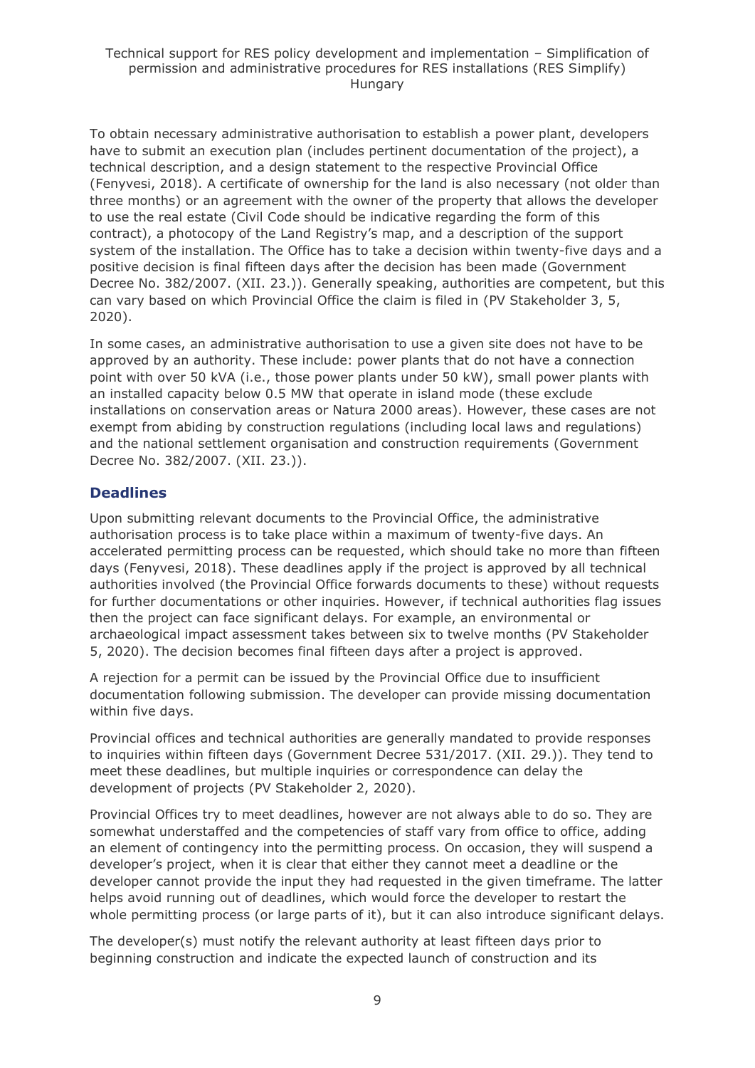To obtain necessary administrative authorisation to establish a power plant, developers have to submit an execution plan (includes pertinent documentation of the project), a technical description, and a design statement to the respective Provincial Office (Fenyvesi, 2018). A certificate of ownership for the land is also necessary (not older than three months) or an agreement with the owner of the property that allows the developer to use the real estate (Civil Code should be indicative regarding the form of this contract), a photocopy of the Land Registry's map, and a description of the support system of the installation. The Office has to take a decision within twenty-five days and a positive decision is final fifteen days after the decision has been made (Government Decree No. 382/2007. (XII. 23.)). Generally speaking, authorities are competent, but this can vary based on which Provincial Office the claim is filed in (PV Stakeholder 3, 5, 2020).

In some cases, an administrative authorisation to use a given site does not have to be approved by an authority. These include: power plants that do not have a connection point with over 50 kVA (i.e., those power plants under 50 kW), small power plants with an installed capacity below 0.5 MW that operate in island mode (these exclude installations on conservation areas or Natura 2000 areas). However, these cases are not exempt from abiding by construction regulations (including local laws and regulations) and the national settlement organisation and construction requirements (Government Decree No. 382/2007. (XII. 23.)).

## Deadlines

Upon submitting relevant documents to the Provincial Office, the administrative authorisation process is to take place within a maximum of twenty-five days. An accelerated permitting process can be requested, which should take no more than fifteen days (Fenyvesi, 2018). These deadlines apply if the project is approved by all technical authorities involved (the Provincial Office forwards documents to these) without requests for further documentations or other inquiries. However, if technical authorities flag issues then the project can face significant delays. For example, an environmental or archaeological impact assessment takes between six to twelve months (PV Stakeholder 5, 2020). The decision becomes final fifteen days after a project is approved.

A rejection for a permit can be issued by the Provincial Office due to insufficient documentation following submission. The developer can provide missing documentation within five days.

Provincial offices and technical authorities are generally mandated to provide responses to inquiries within fifteen days (Government Decree 531/2017. (XII. 29.)). They tend to meet these deadlines, but multiple inquiries or correspondence can delay the development of projects (PV Stakeholder 2, 2020).

Provincial Offices try to meet deadlines, however are not always able to do so. They are somewhat understaffed and the competencies of staff vary from office to office, adding an element of contingency into the permitting process. On occasion, they will suspend a developer's project, when it is clear that either they cannot meet a deadline or the developer cannot provide the input they had requested in the given timeframe. The latter helps avoid running out of deadlines, which would force the developer to restart the whole permitting process (or large parts of it), but it can also introduce significant delays.

The developer(s) must notify the relevant authority at least fifteen days prior to beginning construction and indicate the expected launch of construction and its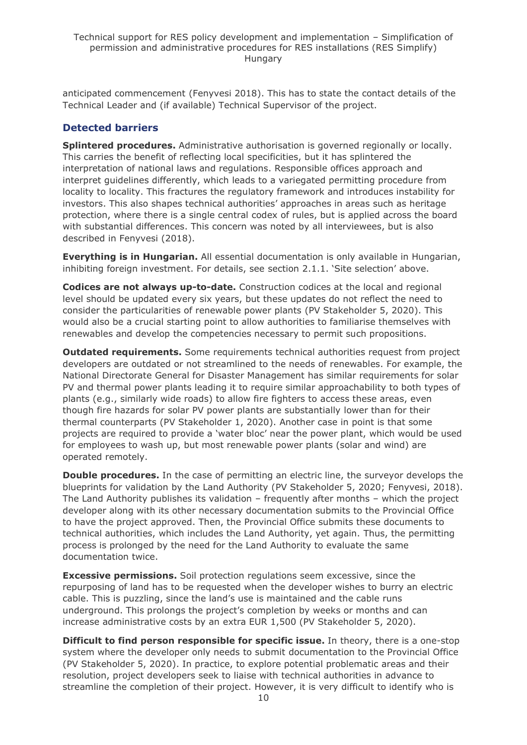anticipated commencement (Fenyvesi 2018). This has to state the contact details of the Technical Leader and (if available) Technical Supervisor of the project.

### Detected barriers

**Splintered procedures.** Administrative authorisation is governed regionally or locally. This carries the benefit of reflecting local specificities, but it has splintered the interpretation of national laws and regulations. Responsible offices approach and interpret guidelines differently, which leads to a variegated permitting procedure from locality to locality. This fractures the regulatory framework and introduces instability for investors. This also shapes technical authorities' approaches in areas such as heritage protection, where there is a single central codex of rules, but is applied across the board with substantial differences. This concern was noted by all interviewees, but is also described in Fenyvesi (2018).

**Everything is in Hungarian.** All essential documentation is only available in Hungarian, inhibiting foreign investment. For details, see section 2.1.1. 'Site selection' above.

**Codices are not always up-to-date.** Construction codices at the local and regional level should be updated every six years, but these updates do not reflect the need to consider the particularities of renewable power plants (PV Stakeholder 5, 2020). This would also be a crucial starting point to allow authorities to familiarise themselves with renewables and develop the competencies necessary to permit such propositions.

**Outdated requirements.** Some requirements technical authorities request from project developers are outdated or not streamlined to the needs of renewables. For example, the National Directorate General for Disaster Management has similar requirements for solar PV and thermal power plants leading it to require similar approachability to both types of plants (e.g., similarly wide roads) to allow fire fighters to access these areas, even though fire hazards for solar PV power plants are substantially lower than for their thermal counterparts (PV Stakeholder 1, 2020). Another case in point is that some projects are required to provide a 'water bloc' near the power plant, which would be used for employees to wash up, but most renewable power plants (solar and wind) are operated remotely.

**Double procedures.** In the case of permitting an electric line, the surveyor develops the blueprints for validation by the Land Authority (PV Stakeholder 5, 2020; Fenyvesi, 2018). The Land Authority publishes its validation – frequently after months – which the project developer along with its other necessary documentation submits to the Provincial Office to have the project approved. Then, the Provincial Office submits these documents to technical authorities, which includes the Land Authority, yet again. Thus, the permitting process is prolonged by the need for the Land Authority to evaluate the same documentation twice.

**Excessive permissions.** Soil protection regulations seem excessive, since the repurposing of land has to be requested when the developer wishes to burry an electric cable. This is puzzling, since the land's use is maintained and the cable runs underground. This prolongs the project's completion by weeks or months and can increase administrative costs by an extra EUR 1,500 (PV Stakeholder 5, 2020).

**Difficult to find person responsible for specific issue.** In theory, there is a one-stop system where the developer only needs to submit documentation to the Provincial Office (PV Stakeholder 5, 2020). In practice, to explore potential problematic areas and their resolution, project developers seek to liaise with technical authorities in advance to streamline the completion of their project. However, it is very difficult to identify who is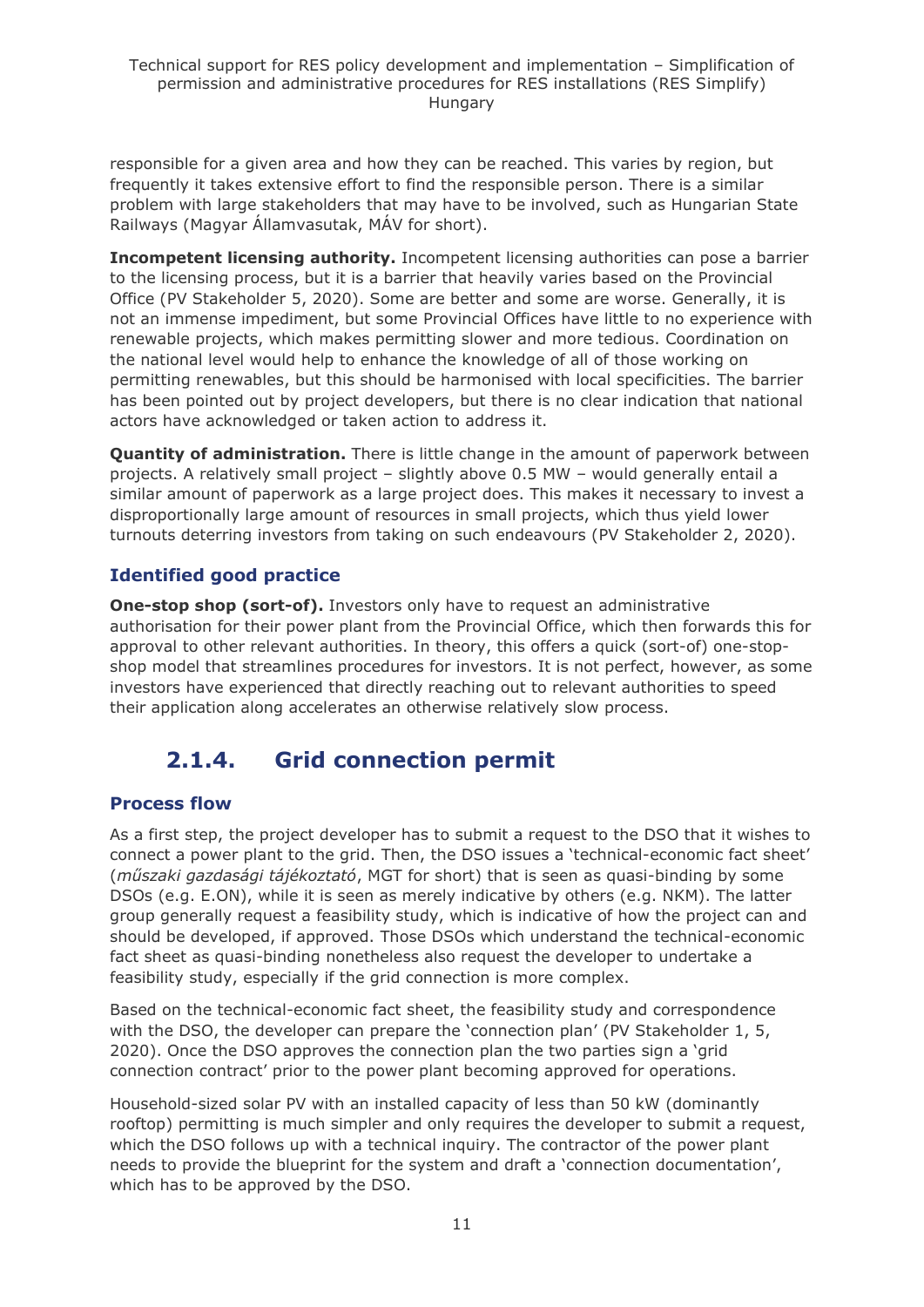responsible for a given area and how they can be reached. This varies by region, but frequently it takes extensive effort to find the responsible person. There is a similar problem with large stakeholders that may have to be involved, such as Hungarian State Railways (Magyar Államvasutak, MÁV for short).

**Incompetent licensing authority.** Incompetent licensing authorities can pose a barrier to the licensing process, but it is a barrier that heavily varies based on the Provincial Office (PV Stakeholder 5, 2020). Some are better and some are worse. Generally, it is not an immense impediment, but some Provincial Offices have little to no experience with renewable projects, which makes permitting slower and more tedious. Coordination on the national level would help to enhance the knowledge of all of those working on permitting renewables, but this should be harmonised with local specificities. The barrier has been pointed out by project developers, but there is no clear indication that national actors have acknowledged or taken action to address it.

**Quantity of administration.** There is little change in the amount of paperwork between projects. A relatively small project – slightly above 0.5 MW – would generally entail a similar amount of paperwork as a large project does. This makes it necessary to invest a disproportionally large amount of resources in small projects, which thus yield lower turnouts deterring investors from taking on such endeavours (PV Stakeholder 2, 2020).

### Identified good practice

**One-stop shop (sort-of).** Investors only have to request an administrative authorisation for their power plant from the Provincial Office, which then forwards this for approval to other relevant authorities. In theory, this offers a quick (sort-of) one-stop-shop model that streamlines procedures for investors. It is not perfect, however, as some investors have experienced that directly reaching out to relevant authorities to speed their application along accelerates an otherwise relatively slow process.

## 2.1.4. Grid connection permit

### Process flow

As a first step, the project developer has to submit a request to the DSO that it wishes to connect a power plant to the grid. Then, the DSO issues a 'technical-economic fact sheet' (*műszaki gazdasági tájékoztató*, MGT for short) that is seen as quasi-binding by some DSOs (e.g. E.ON), while it is seen as merely indicative by others (e.g. NKM). The latter group generally request a feasibility study, which is indicative of how the project can and should be developed, if approved. Those DSOs which understand the technical-economic fact sheet as quasi-binding nonetheless also request the developer to undertake a feasibility study, especially if the grid connection is more complex.

Based on the technical-economic fact sheet, the feasibility study and correspondence with the DSO, the developer can prepare the 'connection plan' (PV Stakeholder 1, 5, 2020). Once the DSO approves the connection plan the two parties sign a 'grid connection contract' prior to the power plant becoming approved for operations.

Household-sized solar PV with an installed capacity of less than 50 kW (dominantly rooftop) permitting is much simpler and only requires the developer to submit a request, which the DSO follows up with a technical inquiry. The contractor of the power plant needs to provide the blueprint for the system and draft a 'connection documentation', which has to be approved by the DSO.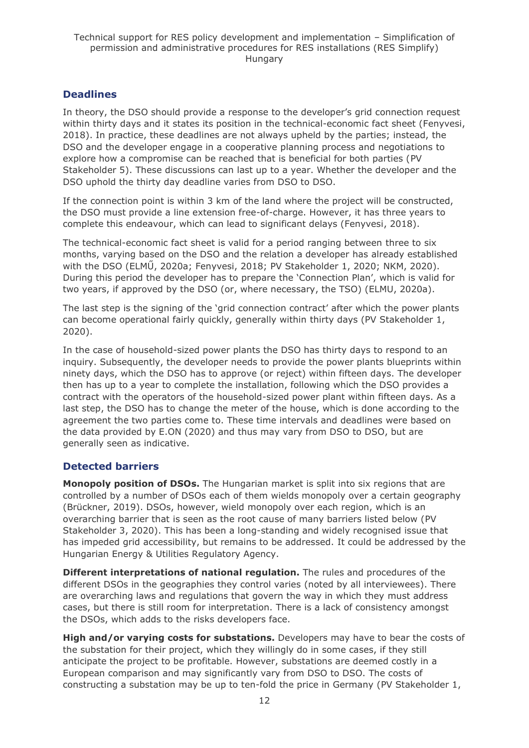## Deadlines

In theory, the DSO should provide a response to the developer's grid connection request within thirty days and it states its position in the technical-economic fact sheet (Fenyvesi, 2018). In practice, these deadlines are not always upheld by the parties; instead, the DSO and the developer engage in a cooperative planning process and negotiations to explore how a compromise can be reached that is beneficial for both parties (PV Stakeholder 5). These discussions can last up to a year. Whether the developer and the DSO uphold the thirty day deadline varies from DSO to DSO.

If the connection point is within 3 km of the land where the project will be constructed, the DSO must provide a line extension free-of-charge. However, it has three years to complete this endeavour, which can lead to significant delays (Fenyvesi, 2018).

The technical-economic fact sheet is valid for a period ranging between three to six months, varying based on the DSO and the relation a developer has already established with the DSO (ELMŰ, 2020a; Fenyvesi, 2018; PV Stakeholder 1, 2020; NKM, 2020). During this period the developer has to prepare the 'Connection Plan', which is valid for two years, if approved by the DSO (or, where necessary, the TSO) (ELMU, 2020a).

The last step is the signing of the 'grid connection contract' after which the power plants can become operational fairly quickly, generally within thirty days (PV Stakeholder 1, 2020).

In the case of household-sized power plants the DSO has thirty days to respond to an inquiry. Subsequently, the developer needs to provide the power plants blueprints within ninety days, which the DSO has to approve (or reject) within fifteen days. The developer then has up to a year to complete the installation, following which the DSO provides a contract with the operators of the household-sized power plant within fifteen days. As a last step, the DSO has to change the meter of the house, which is done according to the agreement the two parties come to. These time intervals and deadlines were based on the data provided by E.ON (2020) and thus may vary from DSO to DSO, but are generally seen as indicative.

## Detected barriers

**Monopoly position of DSOs.** The Hungarian market is split into six regions that are controlled by a number of DSOs each of them wields monopoly over a certain geography (Brückner, 2019). DSOs, however, wield monopoly over each region, which is an overarching barrier that is seen as the root cause of many barriers listed below (PV Stakeholder 3, 2020). This has been a long-standing and widely recognised issue that has impeded grid accessibility, but remains to be addressed. It could be addressed by the Hungarian Energy & Utilities Regulatory Agency.

**Different interpretations of national regulation.** The rules and procedures of the different DSOs in the geographies they control varies (noted by all interviewees). There are overarching laws and regulations that govern the way in which they must address cases, but there is still room for interpretation. There is a lack of consistency amongst the DSOs, which adds to the risks developers face.

**High and/or varying costs for substations.** Developers may have to bear the costs of the substation for their project, which they willingly do in some cases, if they still anticipate the project to be profitable. However, substations are deemed costly in a European comparison and may significantly vary from DSO to DSO. The costs of constructing a substation may be up to ten-fold the price in Germany (PV Stakeholder 1,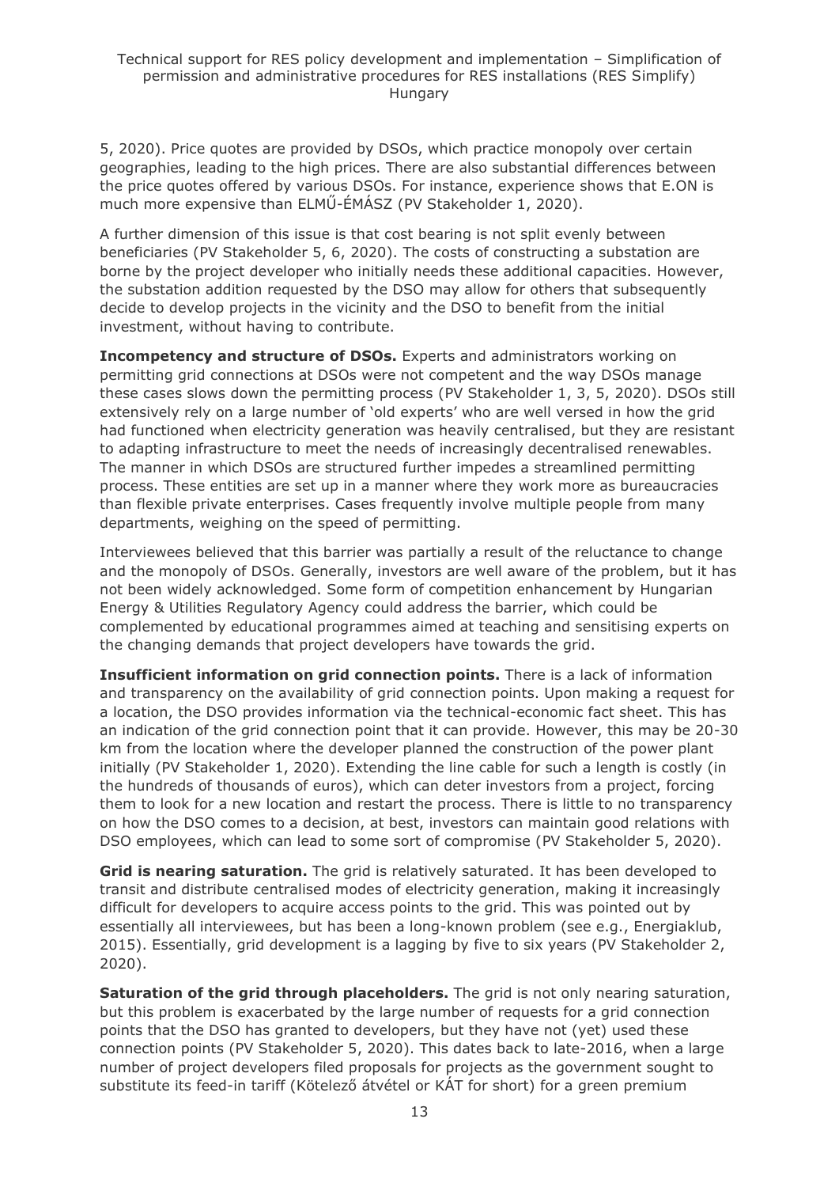5, 2020). Price quotes are provided by DSOs, which practice monopoly over certain geographies, leading to the high prices. There are also substantial differences between the price quotes offered by various DSOs. For instance, experience shows that E.ON is much more expensive than ELMŰ-ÉMÁSZ (PV Stakeholder 1, 2020).

A further dimension of this issue is that cost bearing is not split evenly between beneficiaries (PV Stakeholder 5, 6, 2020). The costs of constructing a substation are borne by the project developer who initially needs these additional capacities. However, the substation addition requested by the DSO may allow for others that subsequently decide to develop projects in the vicinity and the DSO to benefit from the initial investment, without having to contribute.

**Incompetency and structure of DSOs.** Experts and administrators working on permitting grid connections at DSOs were not competent and the way DSOs manage these cases slows down the permitting process (PV Stakeholder 1, 3, 5, 2020). DSOs still extensively rely on a large number of 'old experts' who are well versed in how the grid had functioned when electricity generation was heavily centralised, but they are resistant to adapting infrastructure to meet the needs of increasingly decentralised renewables. The manner in which DSOs are structured further impedes a streamlined permitting process. These entities are set up in a manner where they work more as bureaucracies than flexible private enterprises. Cases frequently involve multiple people from many departments, weighing on the speed of permitting.

Interviewees believed that this barrier was partially a result of the reluctance to change and the monopoly of DSOs. Generally, investors are well aware of the problem, but it has not been widely acknowledged. Some form of competition enhancement by Hungarian Energy & Utilities Regulatory Agency could address the barrier, which could be complemented by educational programmes aimed at teaching and sensitising experts on the changing demands that project developers have towards the grid.

**Insufficient information on grid connection points.** There is a lack of information and transparency on the availability of grid connection points. Upon making a request for a location, the DSO provides information via the technical-economic fact sheet. This has an indication of the grid connection point that it can provide. However, this may be 20-30 km from the location where the developer planned the construction of the power plant initially (PV Stakeholder 1, 2020). Extending the line cable for such a length is costly (in the hundreds of thousands of euros), which can deter investors from a project, forcing them to look for a new location and restart the process. There is little to no transparency on how the DSO comes to a decision, at best, investors can maintain good relations with DSO employees, which can lead to some sort of compromise (PV Stakeholder 5, 2020).

**Grid is nearing saturation.** The grid is relatively saturated. It has been developed to transit and distribute centralised modes of electricity generation, making it increasingly difficult for developers to acquire access points to the grid. This was pointed out by essentially all interviewees, but has been a long-known problem (see e.g., Energiaklub, 2015). Essentially, grid development is a lagging by five to six years (PV Stakeholder 2, 2020).

**Saturation of the grid through placeholders.** The grid is not only nearing saturation, but this problem is exacerbated by the large number of requests for a grid connection points that the DSO has granted to developers, but they have not (yet) used these connection points (PV Stakeholder 5, 2020). This dates back to late-2016, when a large number of project developers filed proposals for projects as the government sought to substitute its feed-in tariff (Kötelező átvétel or KÁT for short) for a green premium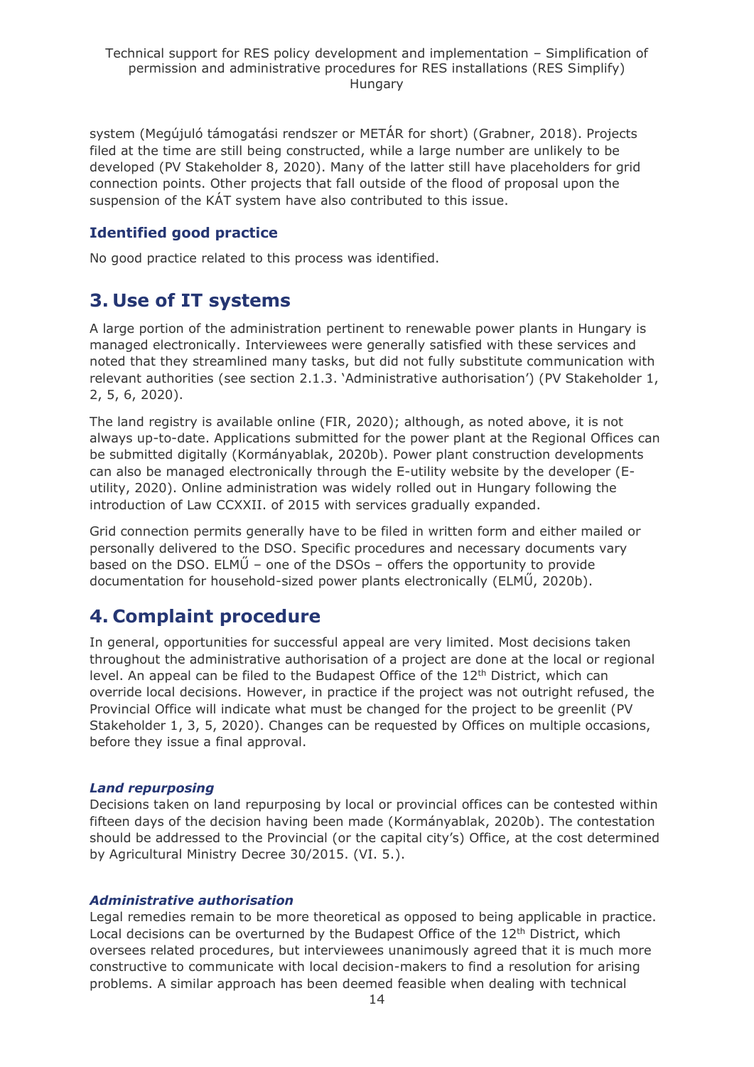system (Megújuló támogatási rendszer or METÁR for short) (Grabner, 2018). Projects filed at the time are still being constructed, while a large number are unlikely to be developed (PV Stakeholder 8, 2020). Many of the latter still have placeholders for grid connection points. Other projects that fall outside of the flood of proposal upon the suspension of the KÁT system have also contributed to this issue.

### Identified good practice

No good practice related to this process was identified.

# 3. Use of IT systems

A large portion of the administration pertinent to renewable power plants in Hungary is managed electronically. Interviewees were generally satisfied with these services and noted that they streamlined many tasks, but did not fully substitute communication with relevant authorities (see section 2.1.3. 'Administrative authorisation') (PV Stakeholder 1, 2, 5, 6, 2020).

The land registry is available online (FIR, 2020); although, as noted above, it is not always up-to-date. Applications submitted for the power plant at the Regional Offices can be submitted digitally (Kormányablak, 2020b). Power plant construction developments can also be managed electronically through the E-utility website by the developer (E-utility, 2020). Online administration was widely rolled out in Hungary following the introduction of Law CCXXII. of 2015 with services gradually expanded.

Grid connection permits generally have to be filed in written form and either mailed or personally delivered to the DSO. Specific procedures and necessary documents vary based on the DSO. ELMŰ – one of the DSOs – offers the opportunity to provide documentation for household-sized power plants electronically (ELMŰ, 2020b).

# 4. Complaint procedure

In general, opportunities for successful appeal are very limited. Most decisions taken throughout the administrative authorisation of a project are done at the local or regional level. An appeal can be filed to the Budapest Office of the 12th District, which can override local decisions. However, in practice if the project was not outright refused, the Provincial Office will indicate what must be changed for the project to be greenlit (PV Stakeholder 1, 3, 5, 2020). Changes can be requested by Offices on multiple occasions, before they issue a final approval.

#### *Land repurposing*

Decisions taken on land repurposing by local or provincial offices can be contested within fifteen days of the decision having been made (Kormányablak, 2020b). The contestation should be addressed to the Provincial (or the capital city's) Office, at the cost determined by Agricultural Ministry Decree 30/2015. (VI. 5.).

#### *Administrative authorisation*

Legal remedies remain to be more theoretical as opposed to being applicable in practice. Local decisions can be overturned by the Budapest Office of the 12th District, which oversees related procedures, but interviewees unanimously agreed that it is much more constructive to communicate with local decision-makers to find a resolution for arising problems. A similar approach has been deemed feasible when dealing with technical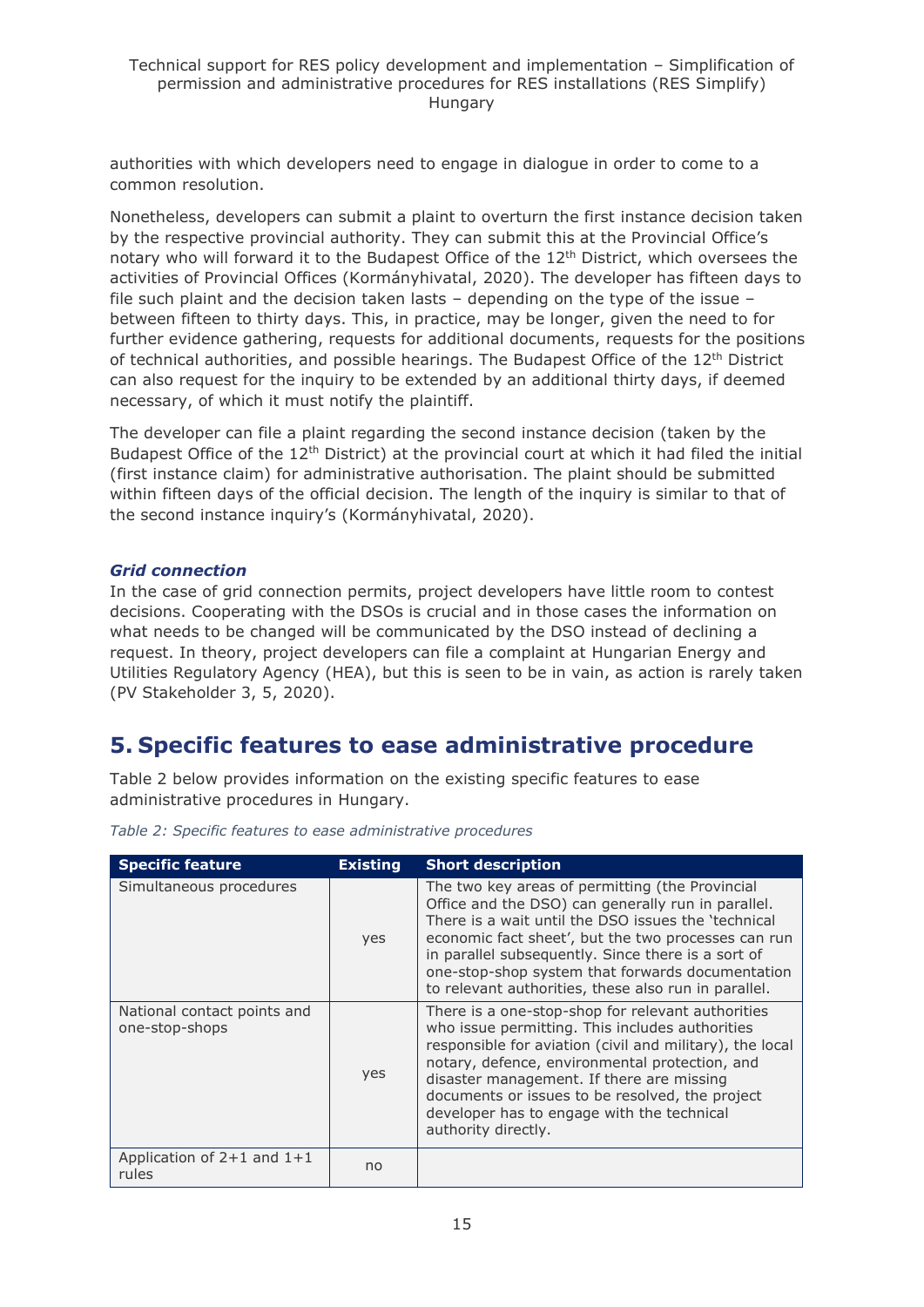authorities with which developers need to engage in dialogue in order to come to a common resolution.

Nonetheless, developers can submit a plaint to overturn the first instance decision taken by the respective provincial authority. They can submit this at the Provincial Office's notary who will forward it to the Budapest Office of the 12th District, which oversees the activities of Provincial Offices (Kormányhivatal, 2020). The developer has fifteen days to file such plaint and the decision taken lasts – depending on the type of the issue – between fifteen to thirty days. This, in practice, may be longer, given the need to for further evidence gathering, requests for additional documents, requests for the positions of technical authorities, and possible hearings. The Budapest Office of the 12th District can also request for the inquiry to be extended by an additional thirty days, if deemed necessary, of which it must notify the plaintiff.

The developer can file a plaint regarding the second instance decision (taken by the Budapest Office of the 12th District) at the provincial court at which it had filed the initial (first instance claim) for administrative authorisation. The plaint should be submitted within fifteen days of the official decision. The length of the inquiry is similar to that of the second instance inquiry's (Kormányhivatal, 2020).

***Grid connection***

In the case of grid connection permits, project developers have little room to contest decisions. Cooperating with the DSOs is crucial and in those cases the information on what needs to be changed will be communicated by the DSO instead of declining a request. In theory, project developers can file a complaint at Hungarian Energy and Utilities Regulatory Agency (HEA), but this is seen to be in vain, as action is rarely taken (PV Stakeholder 3, 5, 2020).

# 5. Specific features to ease administrative procedure

Table 2 below provides information on the existing specific features to ease administrative procedures in Hungary.

*Table 2: Specific features to ease administrative procedures*

| Specific feature | Existing | Short description |
| --- | --- | --- |
| Simultaneous procedures | yes | The two key areas of permitting (the Provincial Office and the DSO) can generally run in parallel. There is a wait until the DSO issues the 'technical economic fact sheet', but the two processes can run in parallel subsequently. Since there is a sort of one-stop-shop system that forwards documentation to relevant authorities, these also run in parallel. |
| National contact points and one-stop-shops | yes | There is a one-stop-shop for relevant authorities who issue permitting. This includes authorities responsible for aviation (civil and military), the local notary, defence, environmental protection, and disaster management. If there are missing documents or issues to be resolved, the project developer has to engage with the technical authority directly. |
| Application of 2+1 and 1+1 rules | no | |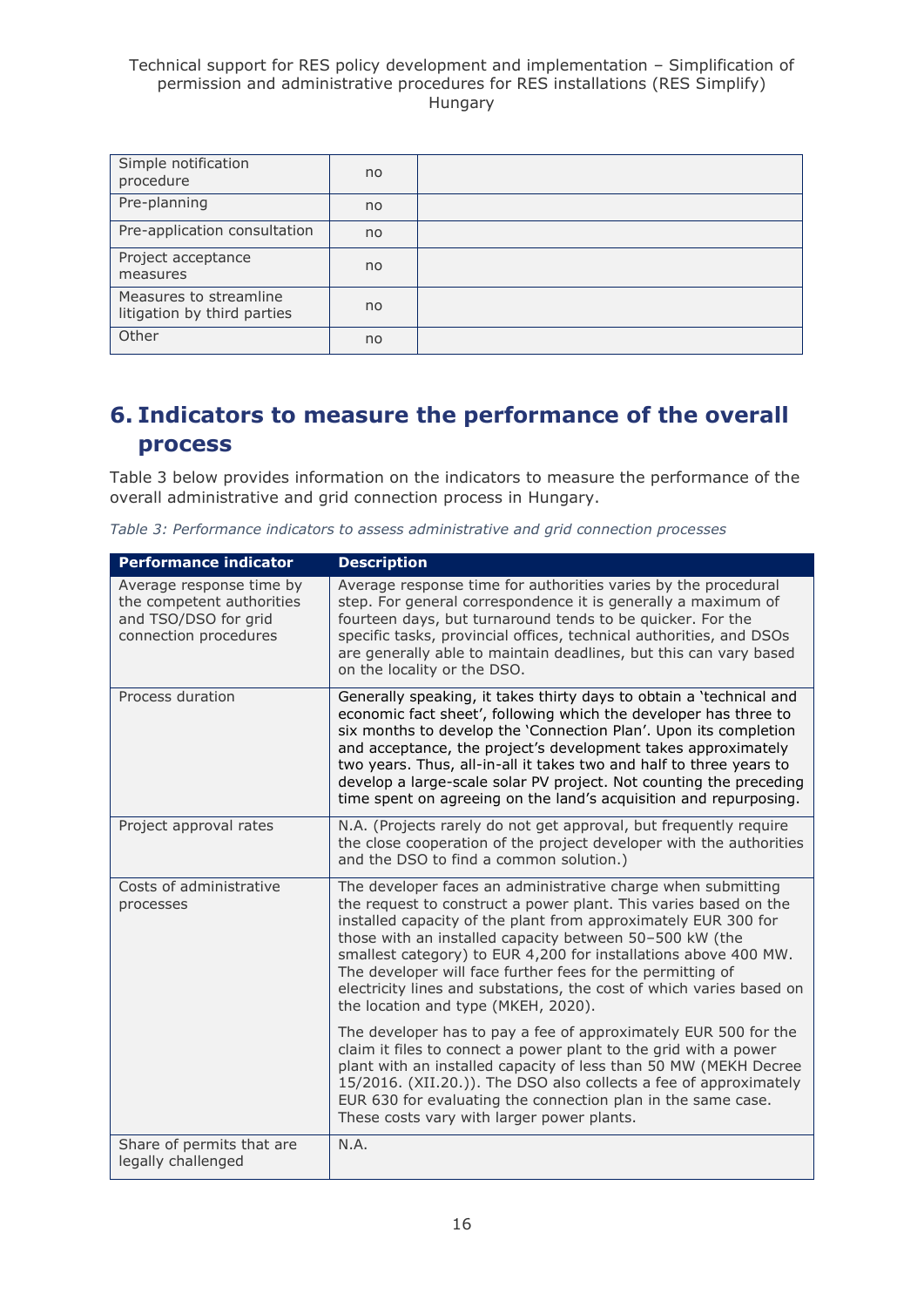| Simple notification procedure | no | |
|---|---|---|
| Pre-planning | no | |
| Pre-application consultation | no | |
| Project acceptance measures | no | |
| Measures to streamline litigation by third parties | no | |
| Other | no | |

## 6. Indicators to measure the performance of the overall process

Table 3 below provides information on the indicators to measure the performance of the overall administrative and grid connection process in Hungary.

*Table 3: Performance indicators to assess administrative and grid connection processes*

| Performance indicator | Description |
|---|---|
| Average response time by the competent authorities and TSO/DSO for grid connection procedures | Average response time for authorities varies by the procedural step. For general correspondence it is generally a maximum of fourteen days, but turnaround tends to be quicker. For the specific tasks, provincial offices, technical authorities, and DSOs are generally able to maintain deadlines, but this can vary based on the locality or the DSO. |
| Process duration | Generally speaking, it takes thirty days to obtain a 'technical and economic fact sheet', following which the developer has three to six months to develop the 'Connection Plan'. Upon its completion and acceptance, the project's development takes approximately two years. Thus, all-in-all it takes two and half to three years to develop a large-scale solar PV project. Not counting the preceding time spent on agreeing on the land's acquisition and repurposing. |
| Project approval rates | N.A. (Projects rarely do not get approval, but frequently require the close cooperation of the project developer with the authorities and the DSO to find a common solution.) |
| Costs of administrative processes | The developer faces an administrative charge when submitting the request to construct a power plant. This varies based on the installed capacity of the plant from approximately EUR 300 for those with an installed capacity between 50–500 kW (the smallest category) to EUR 4,200 for installations above 400 MW. The developer will face further fees for the permitting of electricity lines and substations, the cost of which varies based on the location and type (MKEH, 2020).<br><br>The developer has to pay a fee of approximately EUR 500 for the claim it files to connect a power plant to the grid with a power plant with an installed capacity of less than 50 MW (MEKH Decree 15/2016. (XII.20.)). The DSO also collects a fee of approximately EUR 630 for evaluating the connection plan in the same case. These costs vary with larger power plants. |
| Share of permits that are legally challenged | N.A. |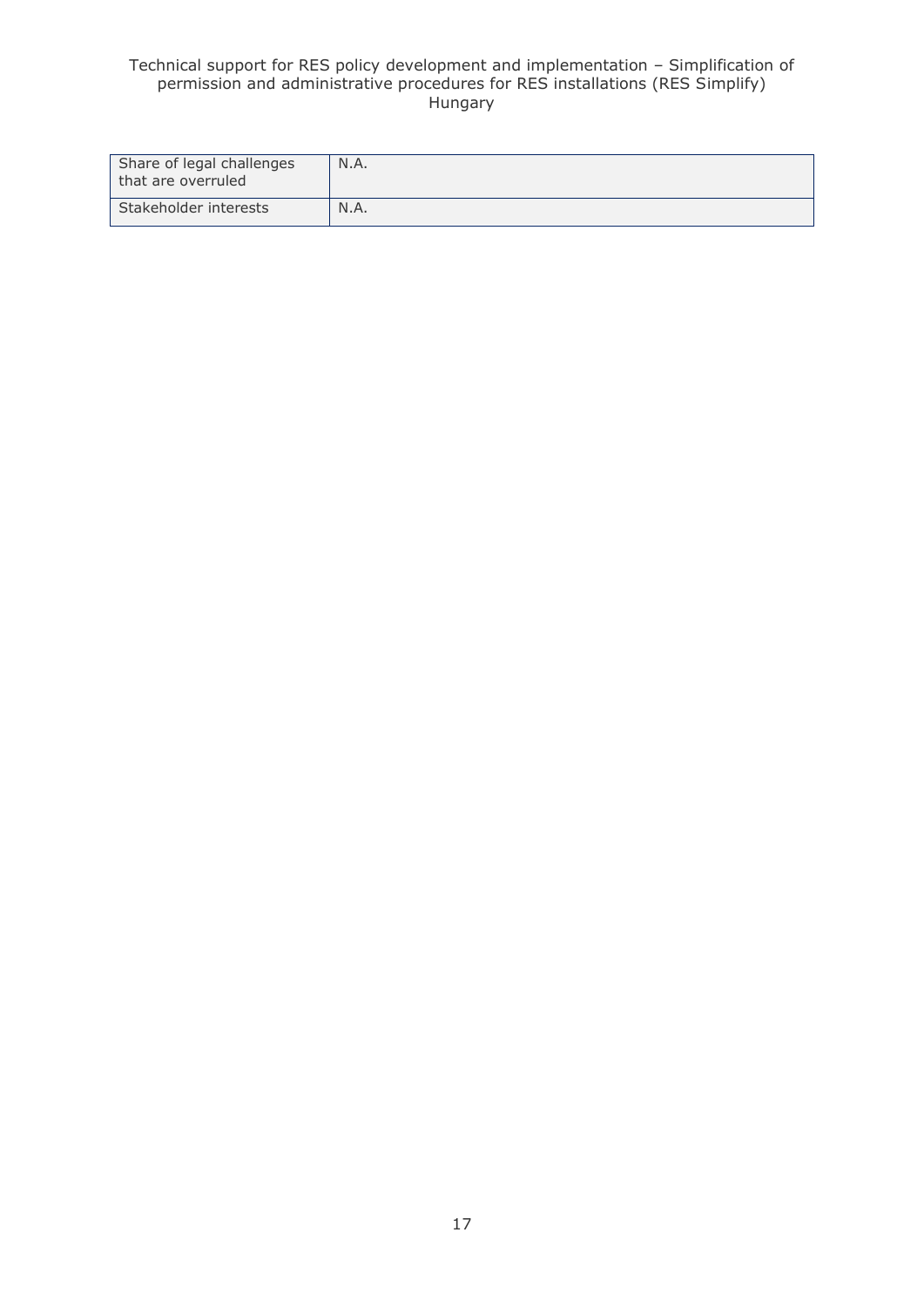| Share of legal challenges that are overruled | N.A. |
| --- | --- |
| Stakeholder interests | N.A. |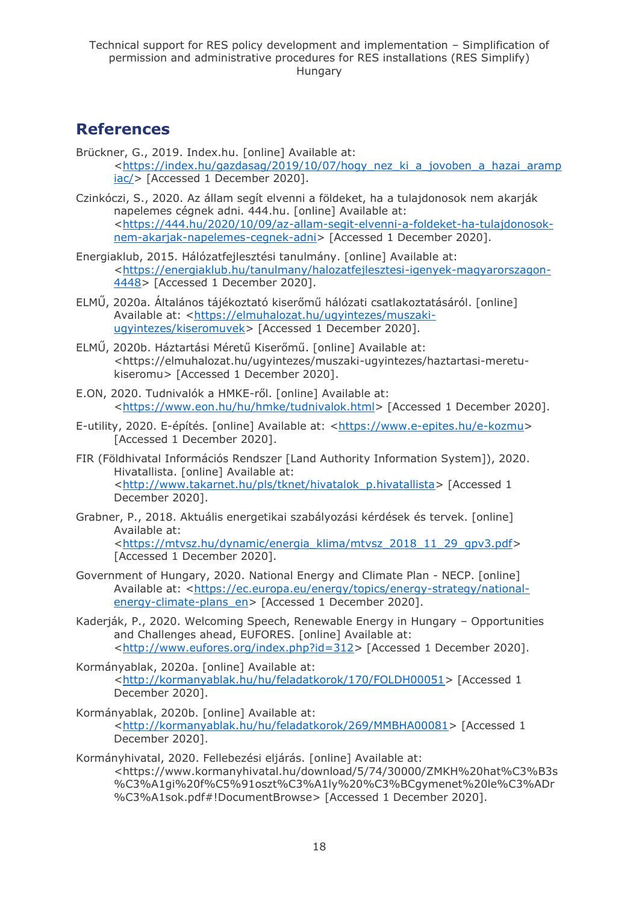## References

Brückner, G., 2019. Index.hu. [online] Available at: <https://index.hu/gazdasag/2019/10/07/hogy_nez_ki_a_jovoben_a_hazai_aramp iac/> [Accessed 1 December 2020].

Czinkóczi, S., 2020. Az állam segít elvenni a földeket, ha a tulajdonosok nem akarják napelemes cégnek adni. 444.hu. [online] Available at: <https://444.hu/2020/10/09/az-allam-segit-elvenni-a-foldeket-ha-tulajdonosok-nem-akarjak-napelemes-cegnek-adni> [Accessed 1 December 2020].

Energiaklub, 2015. Hálózatfejlesztési tanulmány. [online] Available at: <https://energiaklub.hu/tanulmany/halozatfejlesztesi-igenyek-magyarorszagon-4448> [Accessed 1 December 2020].

ELMŰ, 2020a. Általános tájékoztató kiserőmű hálózati csatlakoztatásáról. [online] Available at: <https://elmuhalozat.hu/ugyintezes/muszaki-ugyintezes/kiseromuvek> [Accessed 1 December 2020].

ELMŰ, 2020b. Háztartási Méretű Kiserőmű. [online] Available at: <https://elmuhalozat.hu/ugyintezes/muszaki-ugyintezes/haztartasi-meretu-kiseromu> [Accessed 1 December 2020].

E.ON, 2020. Tudnivalók a HMKE-ről. [online] Available at: <https://www.eon.hu/hu/hmke/tudnivalok.html> [Accessed 1 December 2020].

E-utility, 2020. E-építés. [online] Available at: <https://www.e-epites.hu/e-kozmu> [Accessed 1 December 2020].

FIR (Földhivatal Információs Rendszer [Land Authority Information System]), 2020. Hivatallista. [online] Available at: <http://www.takarnet.hu/pls/tknet/hivatalok_p.hivatallista> [Accessed 1 December 2020].

Grabner, P., 2018. Aktuális energetikai szabályozási kérdések és tervek. [online] Available at: <https://mtvsz.hu/dynamic/energia_klima/mtvsz_2018_11_29_gpv3.pdf> [Accessed 1 December 2020].

Government of Hungary, 2020. National Energy and Climate Plan - NECP. [online] Available at: <https://ec.europa.eu/energy/topics/energy-strategy/national-energy-climate-plans_en> [Accessed 1 December 2020].

Kaderják, P., 2020. Welcoming Speech, Renewable Energy in Hungary – Opportunities and Challenges ahead, EUFORES. [online] Available at: <http://www.eufores.org/index.php?id=312> [Accessed 1 December 2020].

Kormányablak, 2020a. [online] Available at: <http://kormanyablak.hu/hu/feladatkorok/170/FOLDH00051> [Accessed 1 December 2020].

Kormányablak, 2020b. [online] Available at: <http://kormanyablak.hu/hu/feladatkorok/269/MMBHA00081> [Accessed 1 December 2020].

Kormányhivatal, 2020. Fellebezési eljárás. [online] Available at: <https://www.kormanyhivatal.hu/download/5/74/30000/ZMKH%20hat%C3%B3s%C3%A1gi%20f%C5%91oszt%C3%A1ly%20%C3%BCgymenet%20le%C3%ADr%C3%A1sok.pdf#!DocumentBrowse> [Accessed 1 December 2020].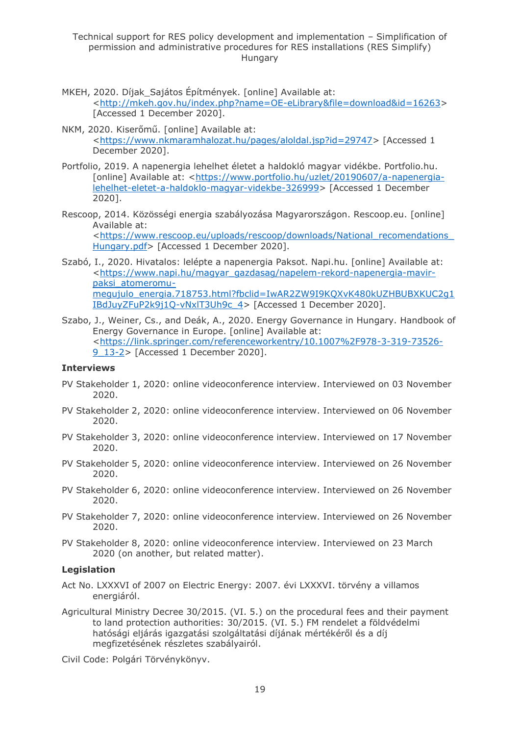MKEH, 2020. Díjak_Sajátos Építmények. [online] Available at: <http://mkeh.gov.hu/index.php?name=OE-eLibrary&file=download&id=16263> [Accessed 1 December 2020].

NKM, 2020. Kiserőmű. [online] Available at: <https://www.nkmaramhalozat.hu/pages/aloldal.jsp?id=29747> [Accessed 1 December 2020].

Portfolio, 2019. A napenergia lehelhet életet a haldokló magyar vidékbe. Portfolio.hu. [online] Available at: <https://www.portfolio.hu/uzlet/20190607/a-napenergia-lehelhet-eletet-a-haldoklo-magyar-videkbe-326999> [Accessed 1 December 2020].

Rescoop, 2014. Közösségi energia szabályozása Magyarországon. Rescoop.eu. [online] Available at: <https://www.rescoop.eu/uploads/rescoop/downloads/National_recomendations_Hungary.pdf> [Accessed 1 December 2020].

Szabó, I., 2020. Hivatalos: lelépte a napenergia Paksot. Napi.hu. [online] Available at: <https://www.napi.hu/magyar_gazdasag/napelem-rekord-napenergia-mavir-paksi_atomeromu-megujulo_energia.718753.html?fbclid=IwAR2ZW9I9KQXvK480kUZHBUBXKUC2g1IBdJuyZFuP2k9j1Q-vNxIT3Uh9c_4> [Accessed 1 December 2020].

Szabo, J., Weiner, Cs., and Deák, A., 2020. Energy Governance in Hungary. Handbook of Energy Governance in Europe. [online] Available at: <https://link.springer.com/referenceworkentry/10.1007%2F978-3-319-73526-9_13-2> [Accessed 1 December 2020].

### Interviews

PV Stakeholder 1, 2020: online videoconference interview. Interviewed on 03 November 2020.

PV Stakeholder 2, 2020: online videoconference interview. Interviewed on 06 November 2020.

PV Stakeholder 3, 2020: online videoconference interview. Interviewed on 17 November 2020.

PV Stakeholder 5, 2020: online videoconference interview. Interviewed on 26 November 2020.

PV Stakeholder 6, 2020: online videoconference interview. Interviewed on 26 November 2020.

PV Stakeholder 7, 2020: online videoconference interview. Interviewed on 26 November 2020.

PV Stakeholder 8, 2020: online videoconference interview. Interviewed on 23 March 2020 (on another, but related matter).

### Legislation

Act No. LXXXVI of 2007 on Electric Energy: 2007. évi LXXXVI. törvény a villamos energiáról.

Agricultural Ministry Decree 30/2015. (VI. 5.) on the procedural fees and their payment to land protection authorities: 30/2015. (VI. 5.) FM rendelet a földvédelmi hatósági eljárás igazgatási szolgáltatási díjának mértékéről és a díj megfizetésének részletes szabályairól.

Civil Code: Polgári Törvénykönyv.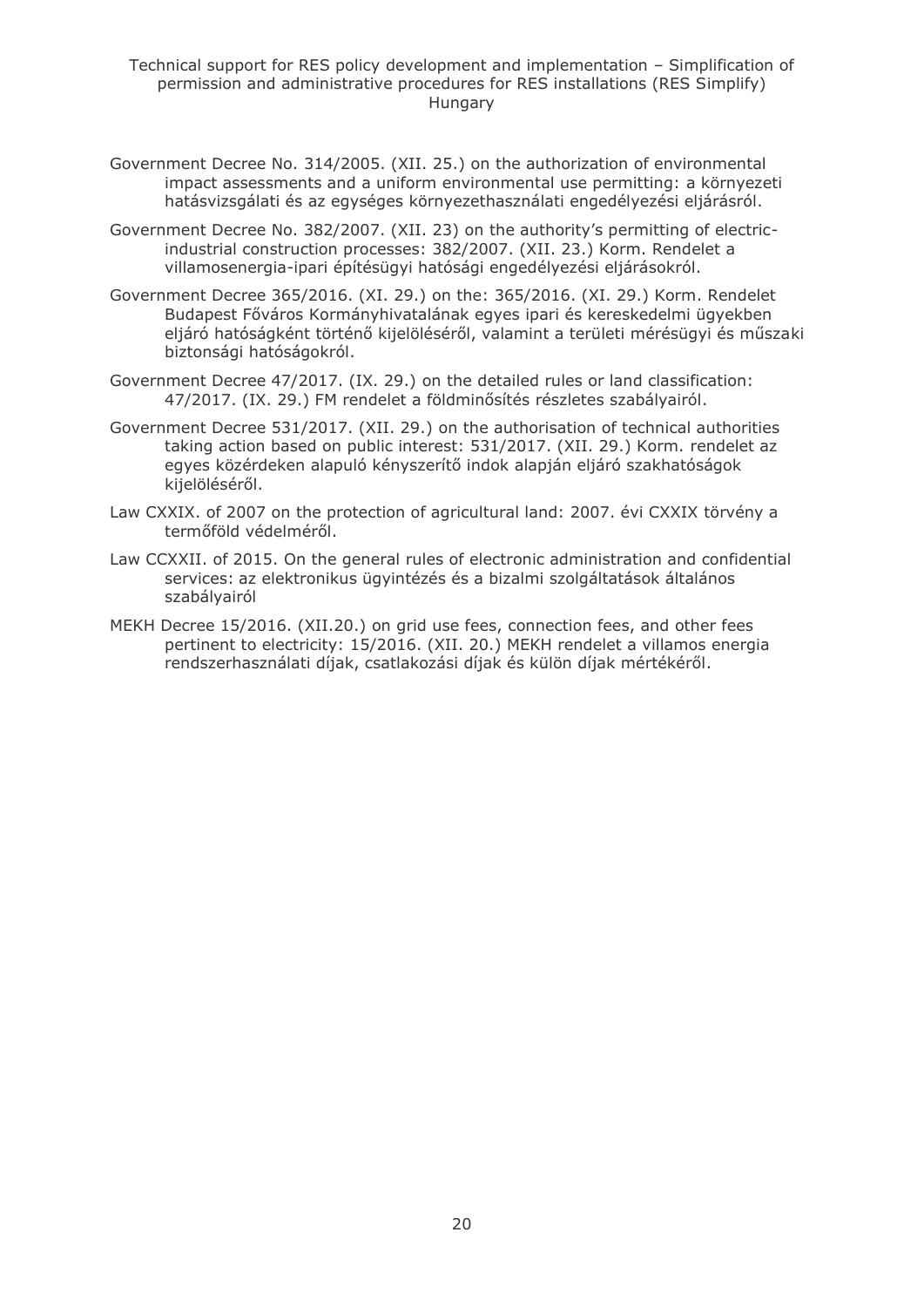Government Decree No. 314/2005. (XII. 25.) on the authorization of environmental impact assessments and a uniform environmental use permitting: a környezeti hatásvizsgálati és az egységes környezethasználati engedélyezési eljárásról.

Government Decree No. 382/2007. (XII. 23) on the authority's permitting of electric-industrial construction processes: 382/2007. (XII. 23.) Korm. Rendelet a villamosenergia-ipari építésügyi hatósági engedélyezési eljárásokról.

Government Decree 365/2016. (XI. 29.) on the: 365/2016. (XI. 29.) Korm. Rendelet Budapest Főváros Kormányhivatalának egyes ipari és kereskedelmi ügyekben eljáró hatóságként történő kijelöléséről, valamint a területi mérésügyi és műszaki biztonsági hatóságokról.

Government Decree 47/2017. (IX. 29.) on the detailed rules or land classification: 47/2017. (IX. 29.) FM rendelet a földminősítés részletes szabályairól.

Government Decree 531/2017. (XII. 29.) on the authorisation of technical authorities taking action based on public interest: 531/2017. (XII. 29.) Korm. rendelet az egyes közérdeken alapuló kényszerítő indok alapján eljáró szakhatóságok kijelöléséről.

Law CXXIX. of 2007 on the protection of agricultural land: 2007. évi CXXIX törvény a termőföld védelméről.

Law CCXXII. of 2015. On the general rules of electronic administration and confidential services: az elektronikus ügyintézés és a bizalmi szolgáltatások általános szabályairól

MEKH Decree 15/2016. (XII.20.) on grid use fees, connection fees, and other fees pertinent to electricity: 15/2016. (XII. 20.) MEKH rendelet a villamos energia rendszerhasználati díjak, csatlakozási díjak és külön díjak mértékéről.